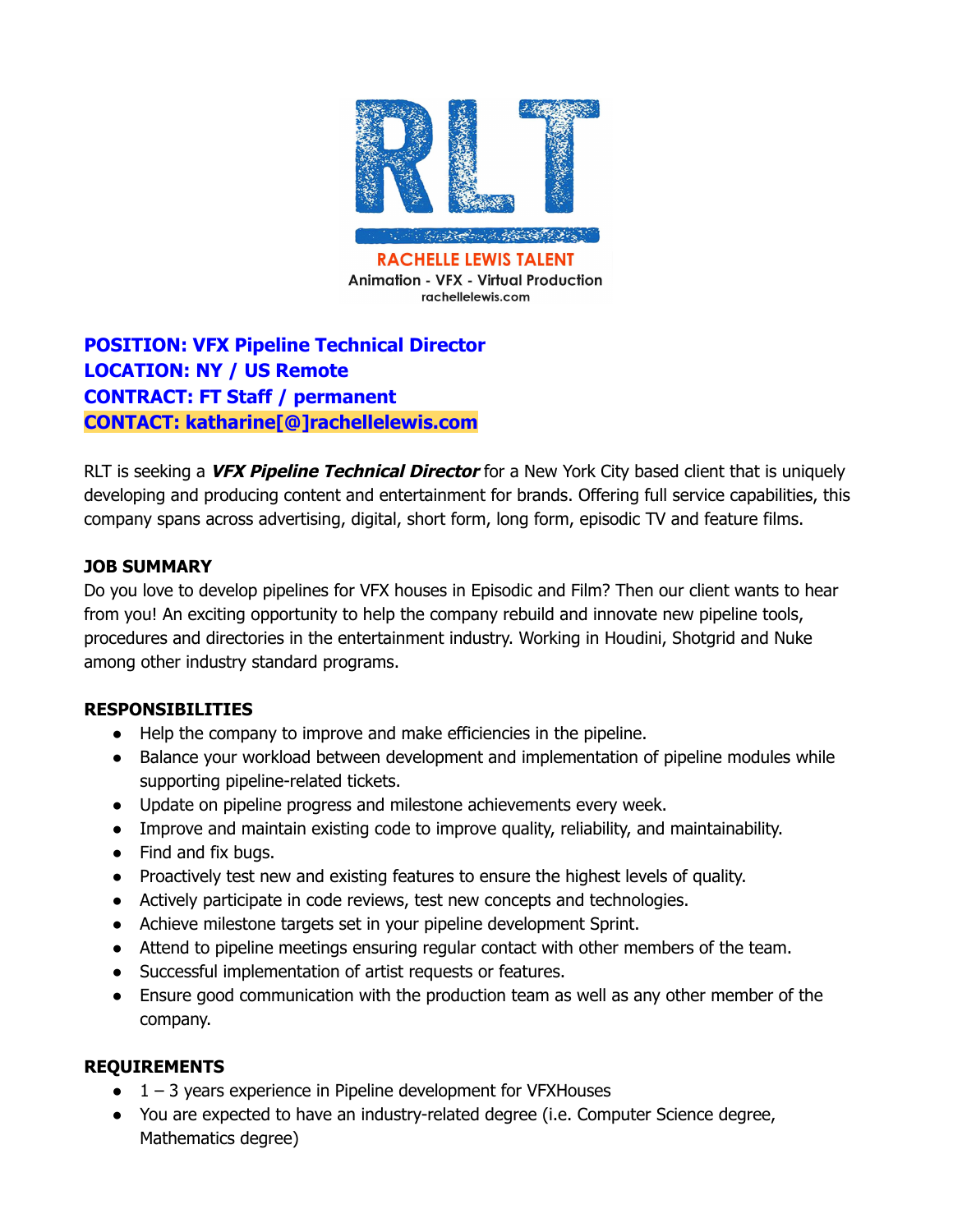RLT

RACHELLE LEWIS TALENT

Animation - VFX - Virtual Production

rachellelewis.com

**POSITION: VFX Pipeline Technical Director**
**LOCATION: NY / US Remote**
**CONTRACT: FT Staff / permanent**
**CONTACT: katharine[@]rachellelewis.com**

RLT is seeking a ***VFX Pipeline Technical Director*** for a New York City based client that is uniquely developing and producing content and entertainment for brands. Offering full service capabilities, this company spans across advertising, digital, short form, long form, episodic TV and feature films.

**JOB SUMMARY**

Do you love to develop pipelines for VFX houses in Episodic and Film? Then our client wants to hear from you! An exciting opportunity to help the company rebuild and innovate new pipeline tools, procedures and directories in the entertainment industry. Working in Houdini, Shotgrid and Nuke among other industry standard programs.

**RESPONSIBILITIES**

- Help the company to improve and make efficiencies in the pipeline.
- Balance your workload between development and implementation of pipeline modules while supporting pipeline-related tickets.
- Update on pipeline progress and milestone achievements every week.
- Improve and maintain existing code to improve quality, reliability, and maintainability.
- Find and fix bugs.
- Proactively test new and existing features to ensure the highest levels of quality.
- Actively participate in code reviews, test new concepts and technologies.
- Achieve milestone targets set in your pipeline development Sprint.
- Attend to pipeline meetings ensuring regular contact with other members of the team.
- Successful implementation of artist requests or features.
- Ensure good communication with the production team as well as any other member of the company.

**REQUIREMENTS**

- 1 – 3 years experience in Pipeline development for VFXHouses
- You are expected to have an industry-related degree (i.e. Computer Science degree, Mathematics degree)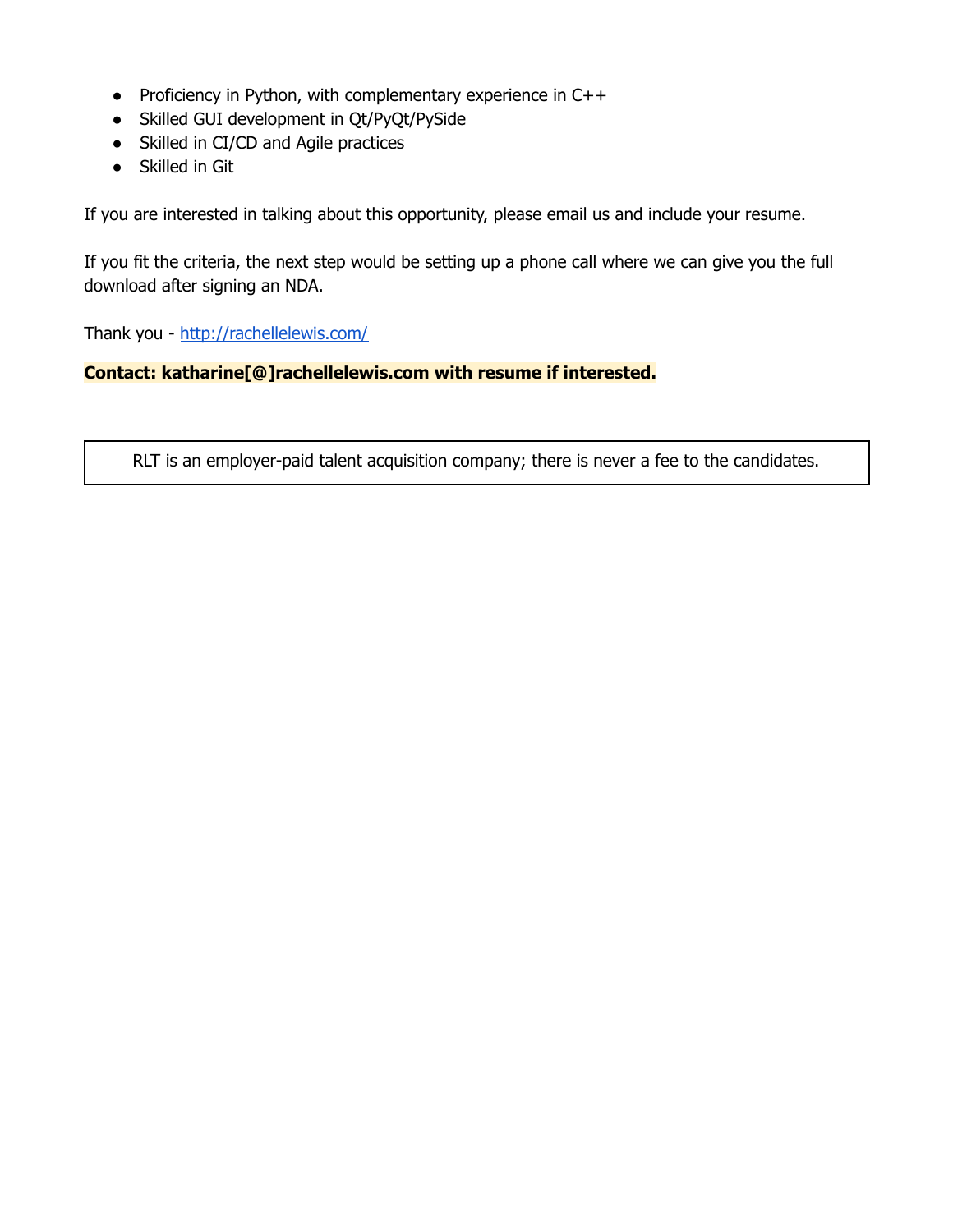- Proficiency in Python, with complementary experience in C++
- Skilled GUI development in Qt/PyQt/PySide
- Skilled in CI/CD and Agile practices
- Skilled in Git

If you are interested in talking about this opportunity, please email us and include your resume.

If you fit the criteria, the next step would be setting up a phone call where we can give you the full download after signing an NDA.

Thank you - [http://rachellelewis.com/](http://rachellelewis.com/)

**Contact: katharine[@]rachellelewis.com with resume if interested.**

| |
|---|
| RLT is an employer-paid talent acquisition company; there is never a fee to the candidates. |